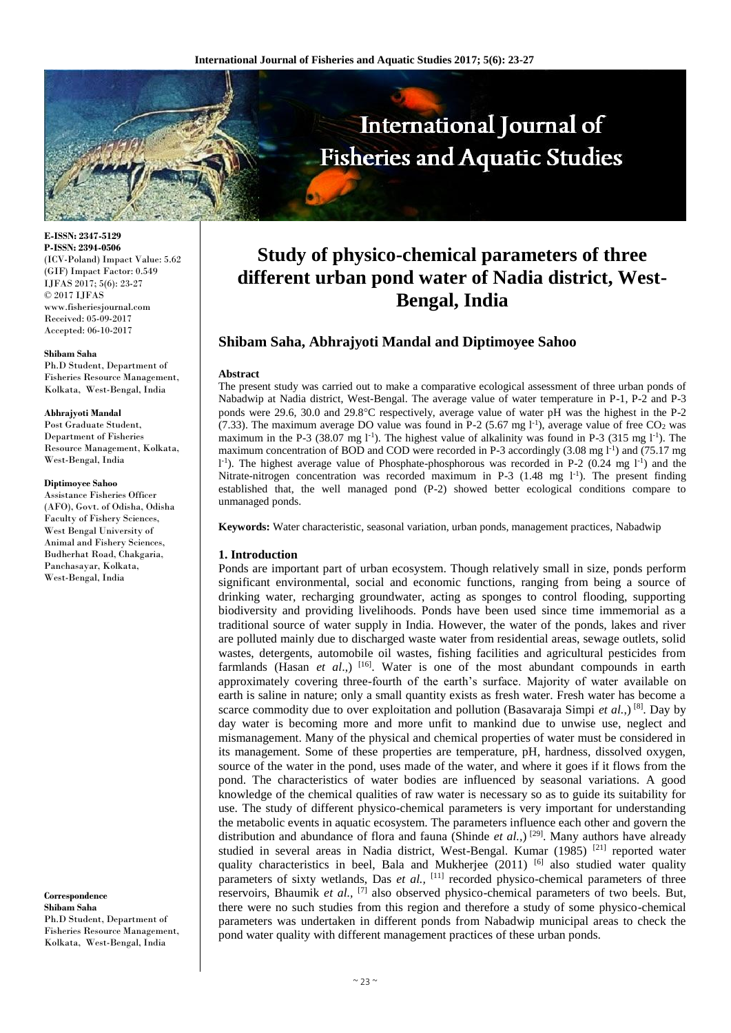# Study of physico-chemical parameters of three different urban pond water of Nadia district, West-Bengal, India

**Shibam Saha, Abhrajyoti Mandal and Diptimoyee Sahoo**

E-ISSN: 2347-5129
P-ISSN: 2394-0506
(ICV-Poland) Impact Value: 5.62
(GIF) Impact Factor: 0.549
IJFAS 2017; 5(6): 23-27
© 2017 IJFAS
www.fisheriesjournal.com
Received: 05-09-2017
Accepted: 06-10-2017

**Shibam Saha**
Ph.D Student, Department of Fisheries Resource Management, Kolkata, West-Bengal, India

**Abhrajyoti Mandal**
Post Graduate Student, Department of Fisheries Resource Management, Kolkata, West-Bengal, India

**Diptimoyee Sahoo**
Assistance Fisheries Officer (AFO), Govt. of Odisha, Odisha Faculty of Fishery Sciences, West Bengal University of Animal and Fishery Sciences, Budherhat Road, Chakgaria, Panchasayar, Kolkata, West-Bengal, India

**Correspondence**
**Shibam Saha**
Ph.D Student, Department of Fisheries Resource Management, Kolkata, West-Bengal, India

**Abstract**

The present study was carried out to make a comparative ecological assessment of three urban ponds of Nabadwip at Nadia district, West-Bengal. The average value of water temperature in P-1, P-2 and P-3 ponds were 29.6, 30.0 and 29.8°C respectively, average value of water pH was the highest in the P-2 (7.33). The maximum average DO value was found in P-2 (5.67 mg $l^{-1}$), average value of free $CO_2$ was maximum in the P-3 (38.07 mg $l^{-1}$). The highest value of alkalinity was found in P-3 (315 mg $l^{-1}$). The maximum concentration of BOD and COD were recorded in P-3 accordingly (3.08 mg $l^{-1}$) and (75.17 mg $l^{-1}$). The highest average value of Phosphate-phosphorous was recorded in P-2 (0.24 mg $l^{-1}$) and the Nitrate-nitrogen concentration was recorded maximum in P-3 (1.48 mg $l^{-1}$). The present finding established that, the well managed pond (P-2) showed better ecological conditions compare to unmanaged ponds.

**Keywords:** Water characteristic, seasonal variation, urban ponds, management practices, Nabadwip

## 1. Introduction

Ponds are important part of urban ecosystem. Though relatively small in size, ponds perform significant environmental, social and economic functions, ranging from being a source of drinking water, recharging groundwater, acting as sponges to control flooding, supporting biodiversity and providing livelihoods. Ponds have been used since time immemorial as a traditional source of water supply in India. However, the water of the ponds, lakes and river are polluted mainly due to discharged waste water from residential areas, sewage outlets, solid wastes, detergents, automobile oil wastes, fishing facilities and agricultural pesticides from farmlands (Hasan *et al*.,) [16]. Water is one of the most abundant compounds in earth approximately covering three-fourth of the earth's surface. Majority of water available on earth is saline in nature; only a small quantity exists as fresh water. Fresh water has become a scarce commodity due to over exploitation and pollution (Basavaraja Simpi *et al*.,) [8]. Day by day water is becoming more and more unfit to mankind due to unwise use, neglect and mismanagement. Many of the physical and chemical properties of water must be considered in its management. Some of these properties are temperature, pH, hardness, dissolved oxygen, source of the water in the pond, uses made of the water, and where it goes if it flows from the pond. The characteristics of water bodies are influenced by seasonal variations. A good knowledge of the chemical qualities of raw water is necessary so as to guide its suitability for use. The study of different physico-chemical parameters is very important for understanding the metabolic events in aquatic ecosystem. The parameters influence each other and govern the distribution and abundance of flora and fauna (Shinde *et al*.,) [29]. Many authors have already studied in several areas in Nadia district, West-Bengal. Kumar (1985) [21] reported water quality characteristics in beel, Bala and Mukherjee (2011) [6] also studied water quality parameters of sixty wetlands, Das *et al.*, [11] recorded physico-chemical parameters of three reservoirs, Bhaumik *et al.*, [7] also observed physico-chemical parameters of two beels. But, there were no such studies from this region and therefore a study of some physico-chemical parameters was undertaken in different ponds from Nabadwip municipal areas to check the pond water quality with different management practices of these urban ponds.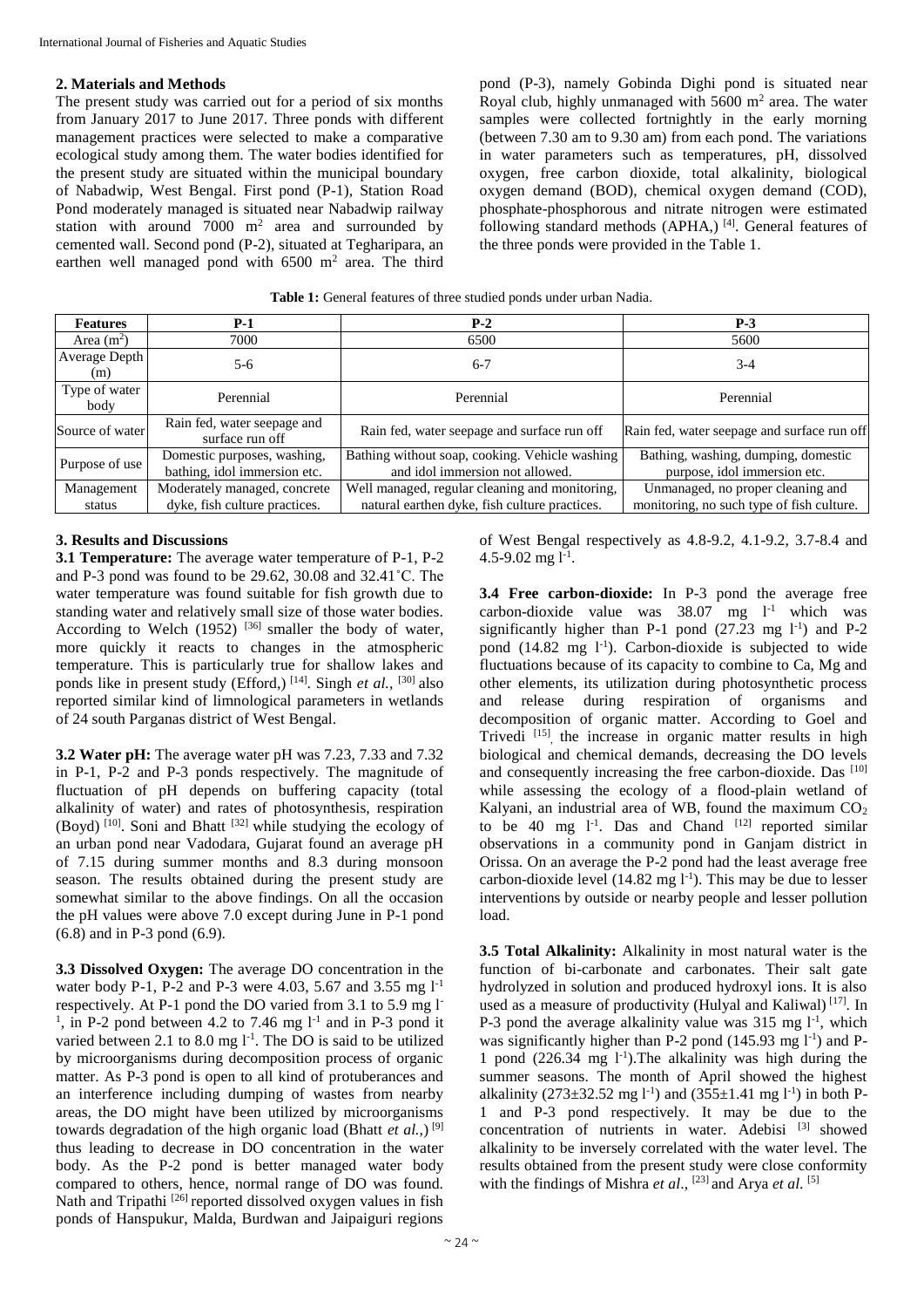## 2. Materials and Methods

The present study was carried out for a period of six months from January 2017 to June 2017. Three ponds with different management practices were selected to make a comparative ecological study among them. The water bodies identified for the present study are situated within the municipal boundary of Nabadwip, West Bengal. First pond (P-1), Station Road Pond moderately managed is situated near Nabadwip railway station with around 7000 $m^2$ area and surrounded by cemented wall. Second pond (P-2), situated at Tegharipara, an earthen well managed pond with 6500 $m^2$ area. The third pond (P-3), namely Gobinda Dighi pond is situated near Royal club, highly unmanaged with 5600 $m^2$ area. The water samples were collected fortnightly in the early morning (between 7.30 am to 9.30 am) from each pond. The variations in water parameters such as temperatures, pH, dissolved oxygen, free carbon dioxide, total alkalinity, biological oxygen demand (BOD), chemical oxygen demand (COD), phosphate-phosphorous and nitrate nitrogen were estimated following standard methods (APHA,) [4]. General features of the three ponds were provided in the Table 1.

**Table 1:** General features of three studied ponds under urban Nadia.

| Features | P-1 | P-2 | P-3 |
|---|---|---|---|
| Area ($m^2$) | 7000 | 6500 | 5600 |
| Average Depth (m) | 5-6 | 6-7 | 3-4 |
| Type of water body | Perennial | Perennial | Perennial |
| Source of water | Rain fed, water seepage and surface run off | Rain fed, water seepage and surface run off | Rain fed, water seepage and surface run off |
| Purpose of use | Domestic purposes, washing, bathing, idol immersion etc. | Bathing without soap, cooking. Vehicle washing and idol immersion not allowed. | Bathing, washing, dumping, domestic purpose, idol immersion etc. |
| Management status | Moderately managed, concrete dyke, fish culture practices. | Well managed, regular cleaning and monitoring, natural earthen dyke, fish culture practices. | Unmanaged, no proper cleaning and monitoring, no such type of fish culture. |

## 3. Results and Discussions

**3.1 Temperature:** The average water temperature of P-1, P-2 and P-3 pond was found to be 29.62, 30.08 and 32.41˚C. The water temperature was found suitable for fish growth due to standing water and relatively small size of those water bodies. According to Welch (1952) [36] smaller the body of water, more quickly it reacts to changes in the atmospheric temperature. This is particularly true for shallow lakes and ponds like in present study (Efford,) [14]. Singh *et al.*, [30] also reported similar kind of limnological parameters in wetlands of 24 south Parganas district of West Bengal.

**3.2 Water pH:** The average water pH was 7.23, 7.33 and 7.32 in P-1, P-2 and P-3 ponds respectively. The magnitude of fluctuation of pH depends on buffering capacity (total alkalinity of water) and rates of photosynthesis, respiration (Boyd) [10]. Soni and Bhatt [32] while studying the ecology of an urban pond near Vadodara, Gujarat found an average pH of 7.15 during summer months and 8.3 during monsoon season. The results obtained during the present study are somewhat similar to the above findings. On all the occasion the pH values were above 7.0 except during June in P-1 pond (6.8) and in P-3 pond (6.9).

**3.3 Dissolved Oxygen:** The average DO concentration in the water body P-1, P-2 and P-3 were 4.03, 5.67 and 3.55 mg $l^{-1}$ respectively. At P-1 pond the DO varied from 3.1 to 5.9 mg $l^{-1}$, in P-2 pond between 4.2 to 7.46 mg $l^{-1}$ and in P-3 pond it varied between 2.1 to 8.0 mg $l^{-1}$. The DO is said to be utilized by microorganisms during decomposition process of organic matter. As P-3 pond is open to all kind of protuberances and an interference including dumping of wastes from nearby areas, the DO might have been utilized by microorganisms towards degradation of the high organic load (Bhatt *et al.*,) [9] thus leading to decrease in DO concentration in the water body. As the P-2 pond is better managed water body compared to others, hence, normal range of DO was found. Nath and Tripathi [26] reported dissolved oxygen values in fish ponds of Hanspukur, Malda, Burdwan and Jaipaiguri regions of West Bengal respectively as 4.8-9.2, 4.1-9.2, 3.7-8.4 and 4.5-9.02 mg $l^{-1}$.

**3.4 Free carbon-dioxide:** In P-3 pond the average free carbon-dioxide value was 38.07 mg $l^{-1}$ which was significantly higher than P-1 pond (27.23 mg $l^{-1}$) and P-2 pond (14.82 mg $l^{-1}$). Carbon-dioxide is subjected to wide fluctuations because of its capacity to combine to Ca, Mg and other elements, its utilization during photosynthetic process and release during respiration of organisms and decomposition of organic matter. According to Goel and Trivedi [15], the increase in organic matter results in high biological and chemical demands, decreasing the DO levels and consequently increasing the free carbon-dioxide. Das [10] while assessing the ecology of a flood-plain wetland of Kalyani, an industrial area of WB, found the maximum $CO_2$ to be 40 mg $l^{-1}$. Das and Chand [12] reported similar observations in a community pond in Ganjam district in Orissa. On an average the P-2 pond had the least average free carbon-dioxide level (14.82 mg $l^{-1}$). This may be due to lesser interventions by outside or nearby people and lesser pollution load.

**3.5 Total Alkalinity:** Alkalinity in most natural water is the function of bi-carbonate and carbonates. Their salt gate hydrolyzed in solution and produced hydroxyl ions. It is also used as a measure of productivity (Hulyal and Kaliwal) [17]. In P-3 pond the average alkalinity value was 315 mg $l^{-1}$, which was significantly higher than P-2 pond (145.93 mg $l^{-1}$) and P-1 pond (226.34 mg $l^{-1}$).The alkalinity was high during the summer seasons. The month of April showed the highest alkalinity (273±32.52 mg $l^{-1}$) and (355±1.41 mg $l^{-1}$) in both P-1 and P-3 pond respectively. It may be due to the concentration of nutrients in water. Adebisi [3] showed alkalinity to be inversely correlated with the water level. The results obtained from the present study were close conformity with the findings of Mishra *et al*., [23] and Arya *et al.* [5]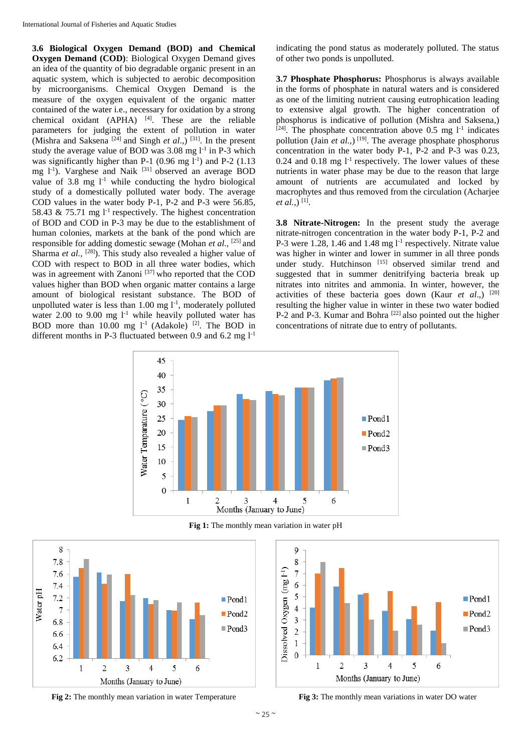**3.6 Biological Oxygen Demand (BOD) and Chemical Oxygen Demand (COD)**: Biological Oxygen Demand gives an idea of the quantity of bio degradable organic present in an aquatic system, which is subjected to aerobic decomposition by microorganisms. Chemical Oxygen Demand is the measure of the oxygen equivalent of the organic matter contained of the water i.e., necessary for oxidation by a strong chemical oxidant (APHA) [4]. These are the reliable parameters for judging the extent of pollution in water (Mishra and Saksena [24] and Singh *et al*.,) [31]. In the present study the average value of BOD was 3.08 mg $l^{-1}$ in P-3 which was significantly higher than P-1 (0.96 mg $l^{-1}$) and P-2 (1.13 mg $l^{-1}$). Varghese and Naik [31] observed an average BOD value of 3.8 mg $l^{-1}$ while conducting the hydro biological study of a domestically polluted water body. The average COD values in the water body P-1, P-2 and P-3 were 56.85, 58.43 & 75.71 mg $l^{-1}$ respectively. The highest concentration of BOD and COD in P-3 may be due to the establishment of human colonies, markets at the bank of the pond which are responsible for adding domestic sewage (Mohan *et al.*, [25] and Sharma *et al.*, [28]). This study also revealed a higher value of COD with respect to BOD in all three water bodies, which was in agreement with Zanoni [37] who reported that the COD values higher than BOD when organic matter contains a large amount of biological resistant substance. The BOD of unpolluted water is less than 1.00 mg $l^{-1}$, moderately polluted water 2.00 to 9.00 mg $l^{-1}$ while heavily polluted water has BOD more than 10.00 mg $l^{-1}$ (Adakole) [2]. The BOD in different months in P-3 fluctuated between 0.9 and 6.2 mg $l^{-1}$ indicating the pond status as moderately polluted. The status of other two ponds is unpolluted.

**3.7 Phosphate Phosphorus:** Phosphorus is always available in the forms of phosphate in natural waters and is considered as one of the limiting nutrient causing eutrophication leading to extensive algal growth. The higher concentration of phosphorus is indicative of pollution (Mishra and Saksena,) [24]. The phosphate concentration above 0.5 mg $l^{-1}$ indicates pollution (Jain *et al*.,) [19]. The average phosphate phosphorus concentration in the water body P-1, P-2 and P-3 was 0.23, 0.24 and 0.18 mg $l^{-1}$ respectively. The lower values of these nutrients in water phase may be due to the reason that large amount of nutrients are accumulated and locked by macrophytes and thus removed from the circulation (Acharjee *et al*.,) [1].

**3.8 Nitrate-Nitrogen:** In the present study the average nitrate-nitrogen concentration in the water body P-1, P-2 and P-3 were 1.28, 1.46 and 1.48 mg $l^{-1}$ respectively. Nitrate value was higher in winter and lower in summer in all three ponds under study. Hutchinson [15] observed similar trend and suggested that in summer denitrifying bacteria break up nitrates into nitrites and ammonia. In winter, however, the activities of these bacteria goes down (Kaur *et al*.,) [20] resulting the higher value in winter in these two water bodied P-2 and P-3. Kumar and Bohra [22] also pointed out the higher concentrations of nitrate due to entry of pollutants.

**Fig 1:** The monthly mean variation in water pH

**Fig 2:** The monthly mean variation in water Temperature

**Fig 3:** The monthly mean variations in water DO water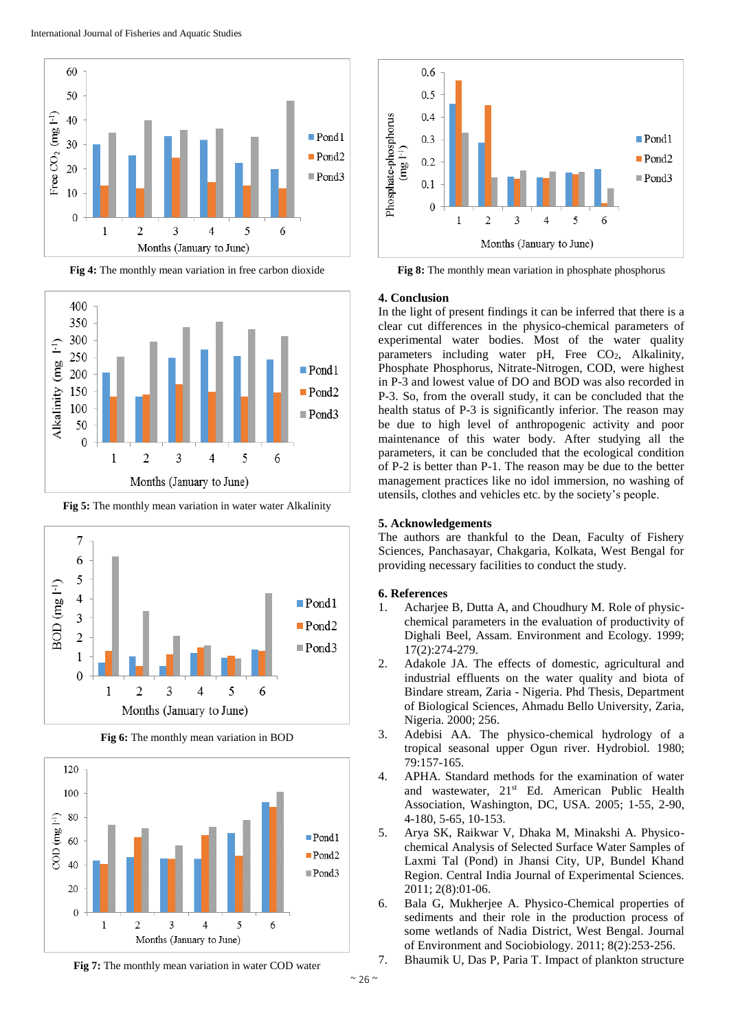**Fig 4:** The monthly mean variation in free carbon dioxide

**Fig 5:** The monthly mean variation in water water Alkalinity

**Fig 6:** The monthly mean variation in BOD

**Fig 7:** The monthly mean variation in water COD water

**Fig 8:** The monthly mean variation in phosphate phosphorus

## 4. Conclusion

In the light of present findings it can be inferred that there is a clear cut differences in the physico-chemical parameters of experimental water bodies. Most of the water quality parameters including water pH, Free $CO_2$, Alkalinity, Phosphate Phosphorus, Nitrate-Nitrogen, COD, were highest in P-3 and lowest value of DO and BOD was also recorded in P-3. So, from the overall study, it can be concluded that the health status of P-3 is significantly inferior. The reason may be due to high level of anthropogenic activity and poor maintenance of this water body. After studying all the parameters, it can be concluded that the ecological condition of P-2 is better than P-1. The reason may be due to the better management practices like no idol immersion, no washing of utensils, clothes and vehicles etc. by the society's people.

## 5. Acknowledgements

The authors are thankful to the Dean, Faculty of Fishery Sciences, Panchasayar, Chakgaria, Kolkata, West Bengal for providing necessary facilities to conduct the study.

## 6. References

1. Acharjee B, Dutta A, and Choudhury M. Role of physic-chemical parameters in the evaluation of productivity of Dighali Beel, Assam. Environment and Ecology. 1999; 17(2):274-279.
2. Adakole JA. The effects of domestic, agricultural and industrial effluents on the water quality and biota of Bindare stream, Zaria - Nigeria. Phd Thesis, Department of Biological Sciences, Ahmadu Bello University, Zaria, Nigeria. 2000; 256.
3. Adebisi AA. The physico-chemical hydrology of a tropical seasonal upper Ogun river. Hydrobiol. 1980; 79:157-165.
4. APHA. Standard methods for the examination of water and wastewater, 21st Ed. American Public Health Association, Washington, DC, USA. 2005; 1-55, 2-90, 4-180, 5-65, 10-153.
5. Arya SK, Raikwar V, Dhaka M, Minakshi A. Physico-chemical Analysis of Selected Surface Water Samples of Laxmi Tal (Pond) in Jhansi City, UP, Bundel Khand Region. Central India Journal of Experimental Sciences. 2011; 2(8):01-06.
6. Bala G, Mukherjee A. Physico-Chemical properties of sediments and their role in the production process of some wetlands of Nadia District, West Bengal. Journal of Environment and Sociobiology. 2011; 8(2):253-256.
7. Bhaumik U, Das P, Paria T. Impact of plankton structure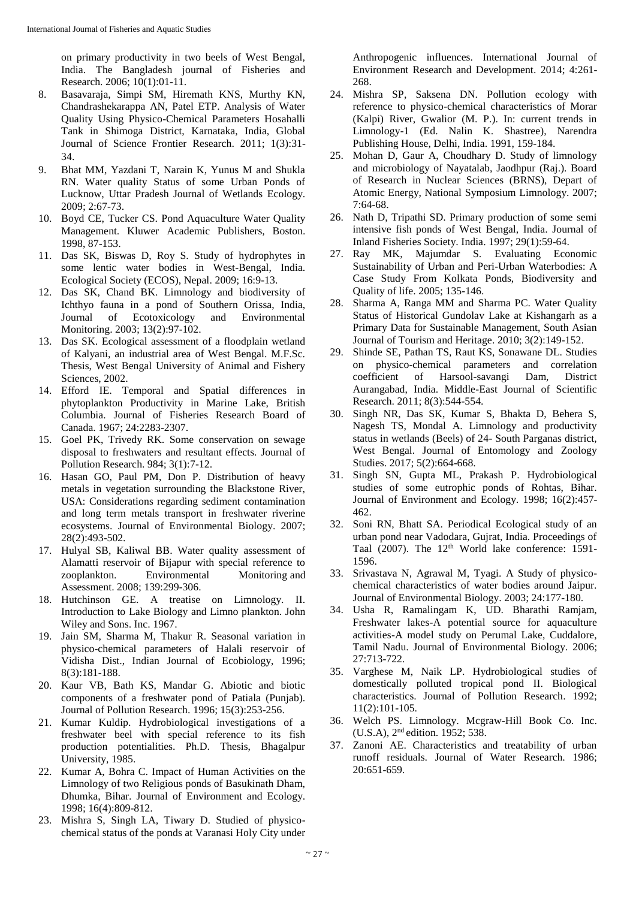on primary productivity in two beels of West Bengal, India. The Bangladesh journal of Fisheries and Research. 2006; 10(1):01-11.

8. Basavaraja, Simpi SM, Hiremath KNS, Murthy KN, Chandrashekarappa AN, Patel ETP. Analysis of Water Quality Using Physico-Chemical Parameters Hosahalli Tank in Shimoga District, Karnataka, India, Global Journal of Science Frontier Research. 2011; 1(3):31-34.
9. Bhat MM, Yazdani T, Narain K, Yunus M and Shukla RN. Water quality Status of some Urban Ponds of Lucknow, Uttar Pradesh Journal of Wetlands Ecology. 2009; 2:67-73.
10. Boyd CE, Tucker CS. Pond Aquaculture Water Quality Management. Kluwer Academic Publishers, Boston. 1998, 87-153.
11. Das SK, Biswas D, Roy S. Study of hydrophytes in some lentic water bodies in West-Bengal, India. Ecological Society (ECOS), Nepal. 2009; 16:9-13.
12. Das SK, Chand BK. Limnology and biodiversity of Ichthyo fauna in a pond of Southern Orissa, India, Journal of Ecotoxicology and Environmental Monitoring. 2003; 13(2):97-102.
13. Das SK. Ecological assessment of a floodplain wetland of Kalyani, an industrial area of West Bengal. M.F.Sc. Thesis, West Bengal University of Animal and Fishery Sciences, 2002.
14. Efford IE. Temporal and Spatial differences in phytoplankton Productivity in Marine Lake, British Columbia. Journal of Fisheries Research Board of Canada. 1967; 24:2283-2307.
15. Goel PK, Trivedy RK. Some conservation on sewage disposal to freshwaters and resultant effects. Journal of Pollution Research. 984; 3(1):7-12.
16. Hasan GO, Paul PM, Don P. Distribution of heavy metals in vegetation surrounding the Blackstone River, USA: Considerations regarding sediment contamination and long term metals transport in freshwater riverine ecosystems. Journal of Environmental Biology. 2007; 28(2):493-502.
17. Hulyal SB, Kaliwal BB. Water quality assessment of Alamatti reservoir of Bijapur with special reference to zooplankton. Environmental Monitoring and Assessment. 2008; 139:299-306.
18. Hutchinson GE. A treatise on Limnology. II. Introduction to Lake Biology and Limno plankton. John Wiley and Sons. Inc. 1967.
19. Jain SM, Sharma M, Thakur R. Seasonal variation in physico-chemical parameters of Halali reservoir of Vidisha Dist., Indian Journal of Ecobiology, 1996; 8(3):181-188.
20. Kaur VB, Bath KS, Mandar G. Abiotic and biotic components of a freshwater pond of Patiala (Punjab). Journal of Pollution Research. 1996; 15(3):253-256.
21. Kumar Kuldip. Hydrobiological investigations of a freshwater beel with special reference to its fish production potentialities. Ph.D. Thesis, Bhagalpur University, 1985.
22. Kumar A, Bohra C. Impact of Human Activities on the Limnology of two Religious ponds of Basukinath Dham, Dhumka, Bihar. Journal of Environment and Ecology. 1998; 16(4):809-812.
23. Mishra S, Singh LA, Tiwary D. Studied of physico-chemical status of the ponds at Varanasi Holy City under Anthropogenic influences. International Journal of Environment Research and Development. 2014; 4:261-268.
24. Mishra SP, Saksena DN. Pollution ecology with reference to physico-chemical characteristics of Morar (Kalpi) River, Gwalior (M. P.). In: current trends in Limnology-1 (Ed. Nalin K. Shastree), Narendra Publishing House, Delhi, India. 1991, 159-184.
25. Mohan D, Gaur A, Choudhary D. Study of limnology and microbiology of Nayatalab, Jaodhpur (Raj.). Board of Research in Nuclear Sciences (BRNS), Depart of Atomic Energy, National Symposium Limnology. 2007; 7:64-68.
26. Nath D, Tripathi SD. Primary production of some semi intensive fish ponds of West Bengal, India. Journal of Inland Fisheries Society. India. 1997; 29(1):59-64.
27. Ray MK, Majumdar S. Evaluating Economic Sustainability of Urban and Peri-Urban Waterbodies: A Case Study From Kolkata Ponds, Biodiversity and Quality of life. 2005; 135-146.
28. Sharma A, Ranga MM and Sharma PC. Water Quality Status of Historical Gundolav Lake at Kishangarh as a Primary Data for Sustainable Management, South Asian Journal of Tourism and Heritage. 2010; 3(2):149-152.
29. Shinde SE, Pathan TS, Raut KS, Sonawane DL. Studies on physico-chemical parameters and correlation coefficient of Harsool-savangi Dam, District Aurangabad, India. Middle-East Journal of Scientific Research. 2011; 8(3):544-554.
30. Singh NR, Das SK, Kumar S, Bhakta D, Behera S, Nagesh TS, Mondal A. Limnology and productivity status in wetlands (Beels) of 24- South Parganas district, West Bengal. Journal of Entomology and Zoology Studies. 2017; 5(2):664-668.
31. Singh SN, Gupta ML, Prakash P. Hydrobiological studies of some eutrophic ponds of Rohtas, Bihar. Journal of Environment and Ecology. 1998; 16(2):457-462.
32. Soni RN, Bhatt SA. Periodical Ecological study of an urban pond near Vadodara, Gujrat, India. Proceedings of Taal (2007). The 12th World lake conference: 1591-1596.
33. Srivastava N, Agrawal M, Tyagi. A Study of physico-chemical characteristics of water bodies around Jaipur. Journal of Environmental Biology. 2003; 24:177-180.
34. Usha R, Ramalingam K, UD. Bharathi Ramjam, Freshwater lakes-A potential source for aquaculture activities-A model study on Perumal Lake, Cuddalore, Tamil Nadu. Journal of Environmental Biology. 2006; 27:713-722.
35. Varghese M, Naik LP. Hydrobiological studies of domestically polluted tropical pond II. Biological characteristics. Journal of Pollution Research. 1992; 11(2):101-105.
36. Welch PS. Limnology. Mcgraw-Hill Book Co. Inc. (U.S.A), 2nd edition. 1952; 538.
37. Zanoni AE. Characteristics and treatability of urban runoff residuals. Journal of Water Research. 1986; 20:651-659.